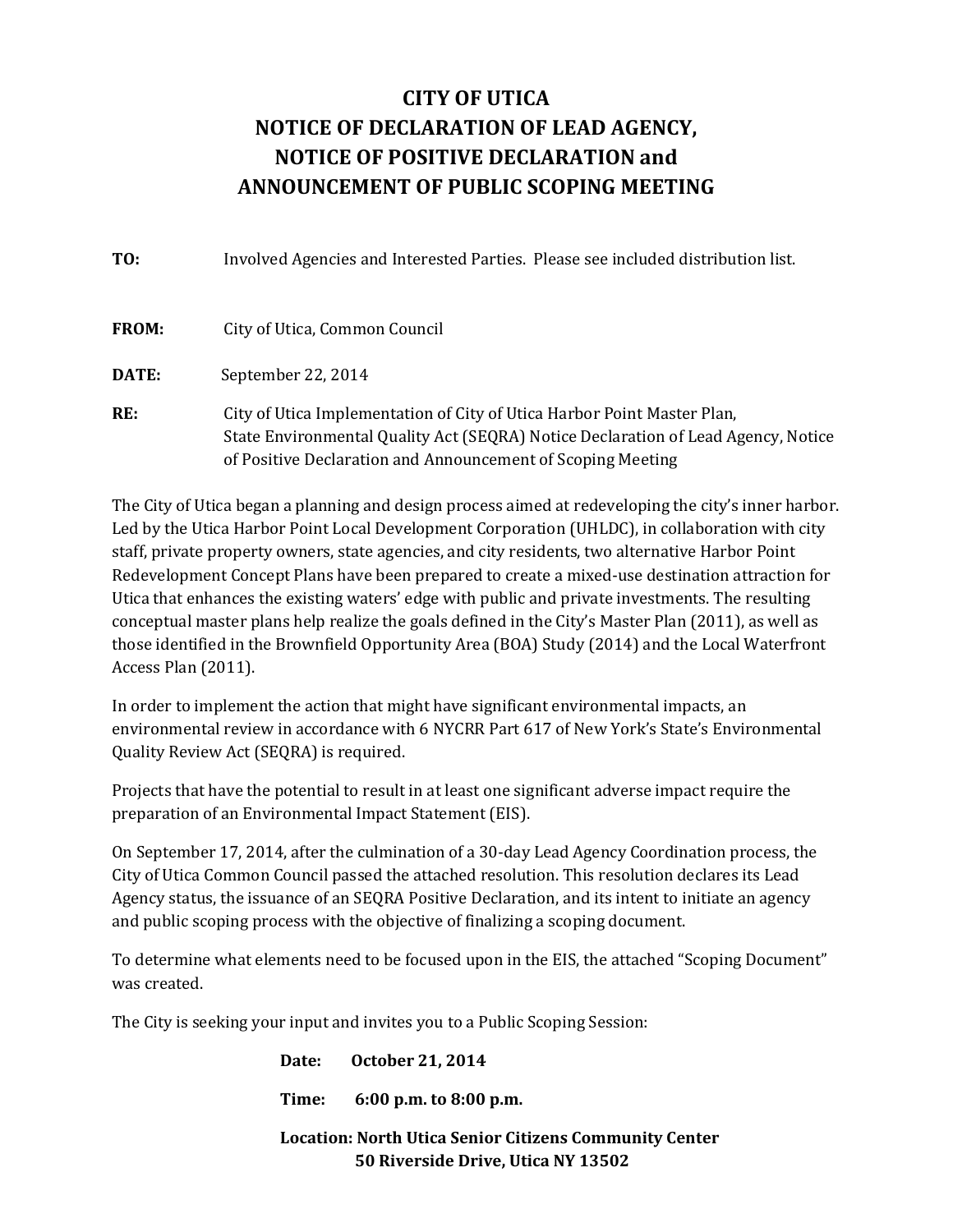# CITY OF UTICA
# NOTICE OF DECLARATION OF LEAD AGENCY, NOTICE OF POSITIVE DECLARATION and ANNOUNCEMENT OF PUBLIC SCOPING MEETING

**TO:** Involved Agencies and Interested Parties. Please see included distribution list.

**FROM:** City of Utica, Common Council

**DATE:** September 22, 2014

**RE:** City of Utica Implementation of City of Utica Harbor Point Master Plan, State Environmental Quality Act (SEQRA) Notice Declaration of Lead Agency, Notice of Positive Declaration and Announcement of Scoping Meeting

The City of Utica began a planning and design process aimed at redeveloping the city's inner harbor. Led by the Utica Harbor Point Local Development Corporation (UHLDC), in collaboration with city staff, private property owners, state agencies, and city residents, two alternative Harbor Point Redevelopment Concept Plans have been prepared to create a mixed-use destination attraction for Utica that enhances the existing waters' edge with public and private investments. The resulting conceptual master plans help realize the goals defined in the City's Master Plan (2011), as well as those identified in the Brownfield Opportunity Area (BOA) Study (2014) and the Local Waterfront Access Plan (2011).

In order to implement the action that might have significant environmental impacts, an environmental review in accordance with 6 NYCRR Part 617 of New York's State's Environmental Quality Review Act (SEQRA) is required.

Projects that have the potential to result in at least one significant adverse impact require the preparation of an Environmental Impact Statement (EIS).

On September 17, 2014, after the culmination of a 30-day Lead Agency Coordination process, the City of Utica Common Council passed the attached resolution. This resolution declares its Lead Agency status, the issuance of an SEQRA Positive Declaration, and its intent to initiate an agency and public scoping process with the objective of finalizing a scoping document.

To determine what elements need to be focused upon in the EIS, the attached "Scoping Document" was created.

The City is seeking your input and invites you to a Public Scoping Session:

**Date:** **October 21, 2014**

**Time:** **6:00 p.m. to 8:00 p.m.**

**Location: North Utica Senior Citizens Community Center**
**50 Riverside Drive, Utica NY 13502**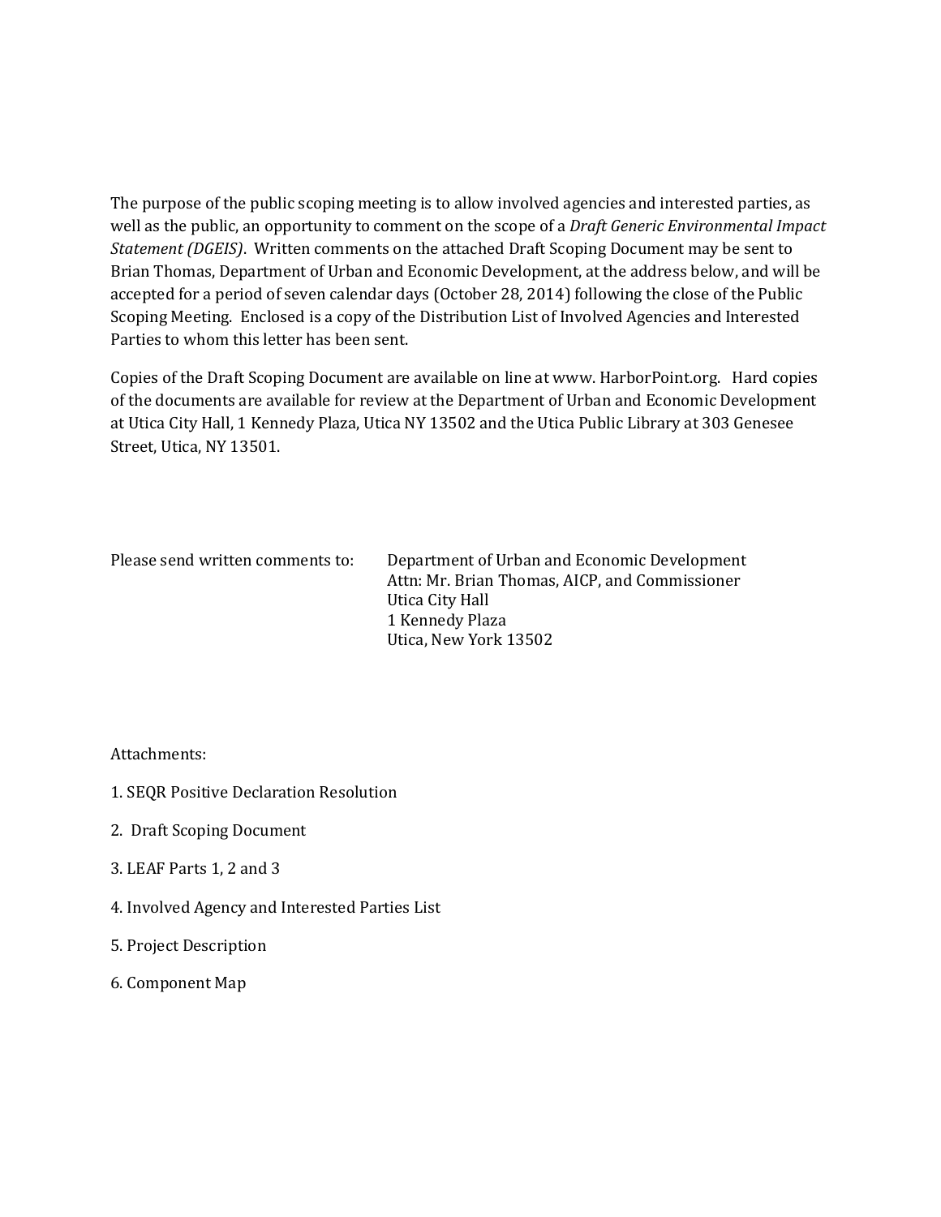The purpose of the public scoping meeting is to allow involved agencies and interested parties, as well as the public, an opportunity to comment on the scope of a *Draft Generic Environmental Impact Statement (DGEIS)*. Written comments on the attached Draft Scoping Document may be sent to Brian Thomas, Department of Urban and Economic Development, at the address below, and will be accepted for a period of seven calendar days (October 28, 2014) following the close of the Public Scoping Meeting. Enclosed is a copy of the Distribution List of Involved Agencies and Interested Parties to whom this letter has been sent.

Copies of the Draft Scoping Document are available on line at www. HarborPoint.org. Hard copies of the documents are available for review at the Department of Urban and Economic Development at Utica City Hall, 1 Kennedy Plaza, Utica NY 13502 and the Utica Public Library at 303 Genesee Street, Utica, NY 13501.

Please send written comments to:

Department of Urban and Economic Development
Attn: Mr. Brian Thomas, AICP, and Commissioner
Utica City Hall
1 Kennedy Plaza
Utica, New York 13502

Attachments:

1. SEQR Positive Declaration Resolution
2. Draft Scoping Document
3. LEAF Parts 1, 2 and 3
4. Involved Agency and Interested Parties List
5. Project Description
6. Component Map